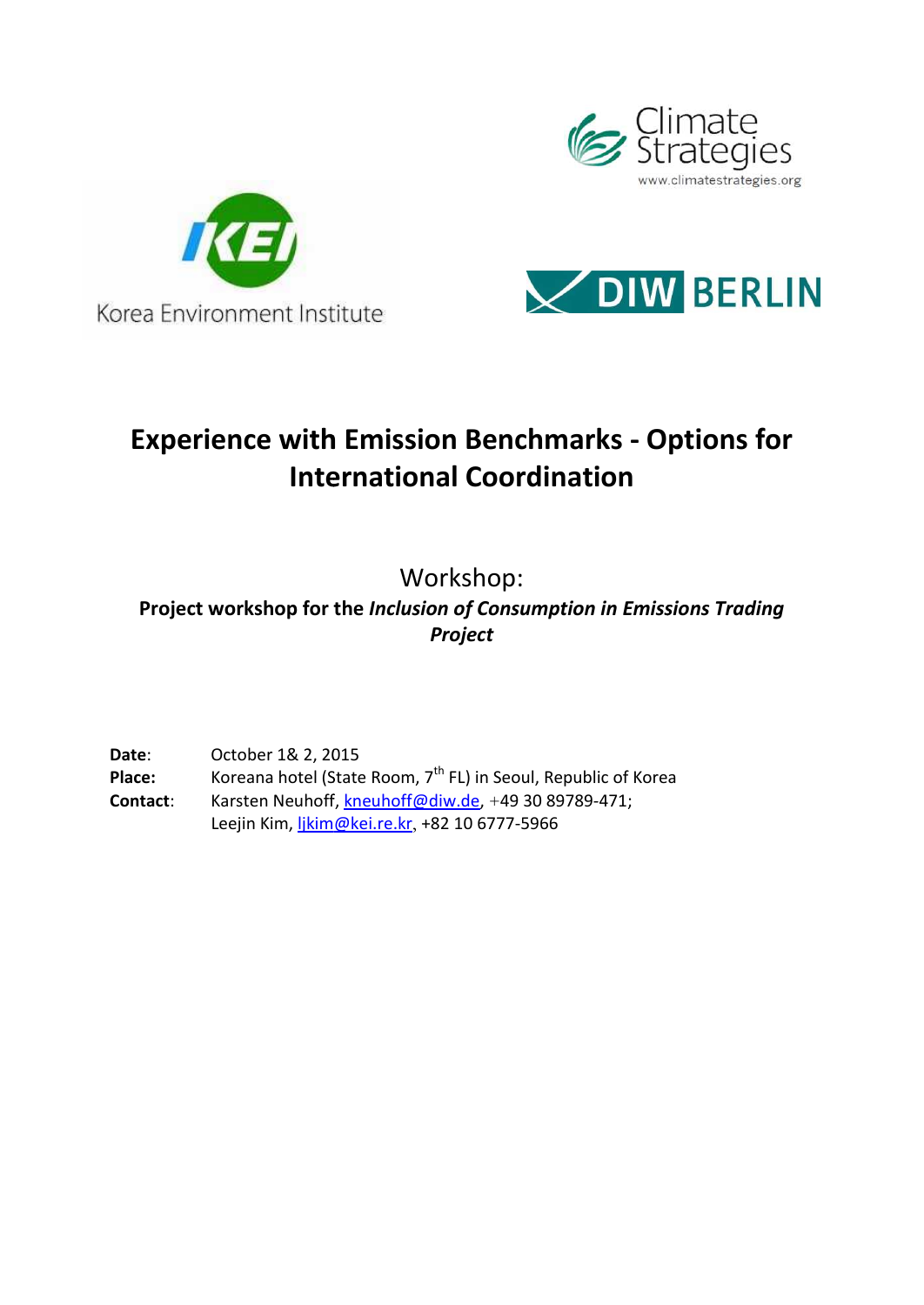# Experience with Emission Benchmarks - Options for International Coordination

## Workshop:

**Project workshop for the *Inclusion of Consumption in Emissions Trading Project***

**Date**: October 1& 2, 2015

**Place:** Koreana hotel (State Room, 7th FL) in Seoul, Republic of Korea

**Contact**: Karsten Neuhoff, kneuhoff@diw.de, +49 30 89789-471;
Leejin Kim, ljkim@kei.re.kr, +82 10 6777-5966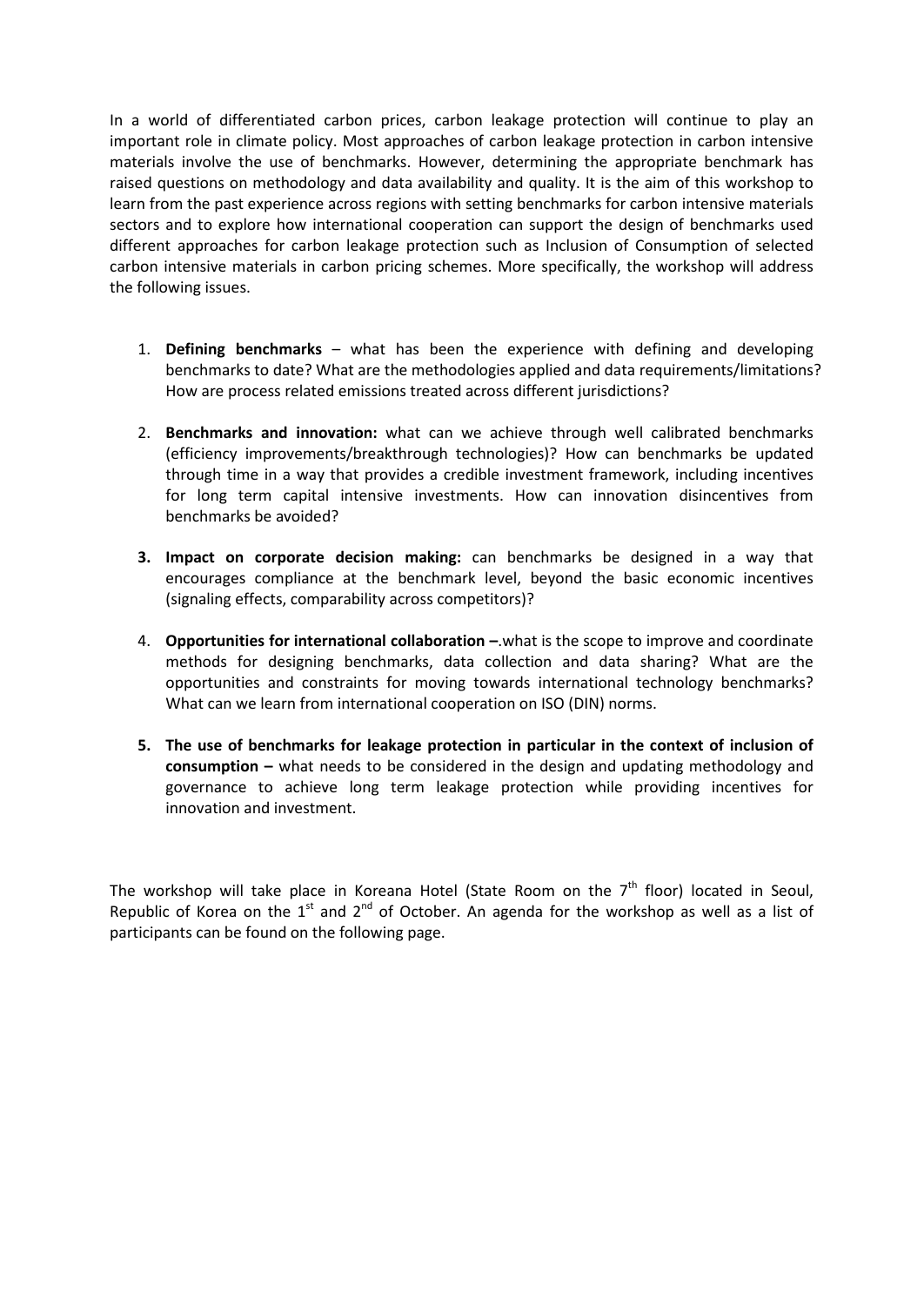In a world of differentiated carbon prices, carbon leakage protection will continue to play an important role in climate policy. Most approaches of carbon leakage protection in carbon intensive materials involve the use of benchmarks. However, determining the appropriate benchmark has raised questions on methodology and data availability and quality. It is the aim of this workshop to learn from the past experience across regions with setting benchmarks for carbon intensive materials sectors and to explore how international cooperation can support the design of benchmarks used different approaches for carbon leakage protection such as Inclusion of Consumption of selected carbon intensive materials in carbon pricing schemes. More specifically, the workshop will address the following issues.

1. **Defining benchmarks** – what has been the experience with defining and developing benchmarks to date? What are the methodologies applied and data requirements/limitations? How are process related emissions treated across different jurisdictions?

2. **Benchmarks and innovation:** what can we achieve through well calibrated benchmarks (efficiency improvements/breakthrough technologies)? How can benchmarks be updated through time in a way that provides a credible investment framework, including incentives for long term capital intensive investments. How can innovation disincentives from benchmarks be avoided?

3. **Impact on corporate decision making:** can benchmarks be designed in a way that encourages compliance at the benchmark level, beyond the basic economic incentives (signaling effects, comparability across competitors)?

4. **Opportunities for international collaboration –**.what is the scope to improve and coordinate methods for designing benchmarks, data collection and data sharing? What are the opportunities and constraints for moving towards international technology benchmarks? What can we learn from international cooperation on ISO (DIN) norms.

5. **The use of benchmarks for leakage protection in particular in the context of inclusion of consumption –** what needs to be considered in the design and updating methodology and governance to achieve long term leakage protection while providing incentives for innovation and investment.

The workshop will take place in Koreana Hotel (State Room on the 7th floor) located in Seoul, Republic of Korea on the 1st and 2nd of October. An agenda for the workshop as well as a list of participants can be found on the following page.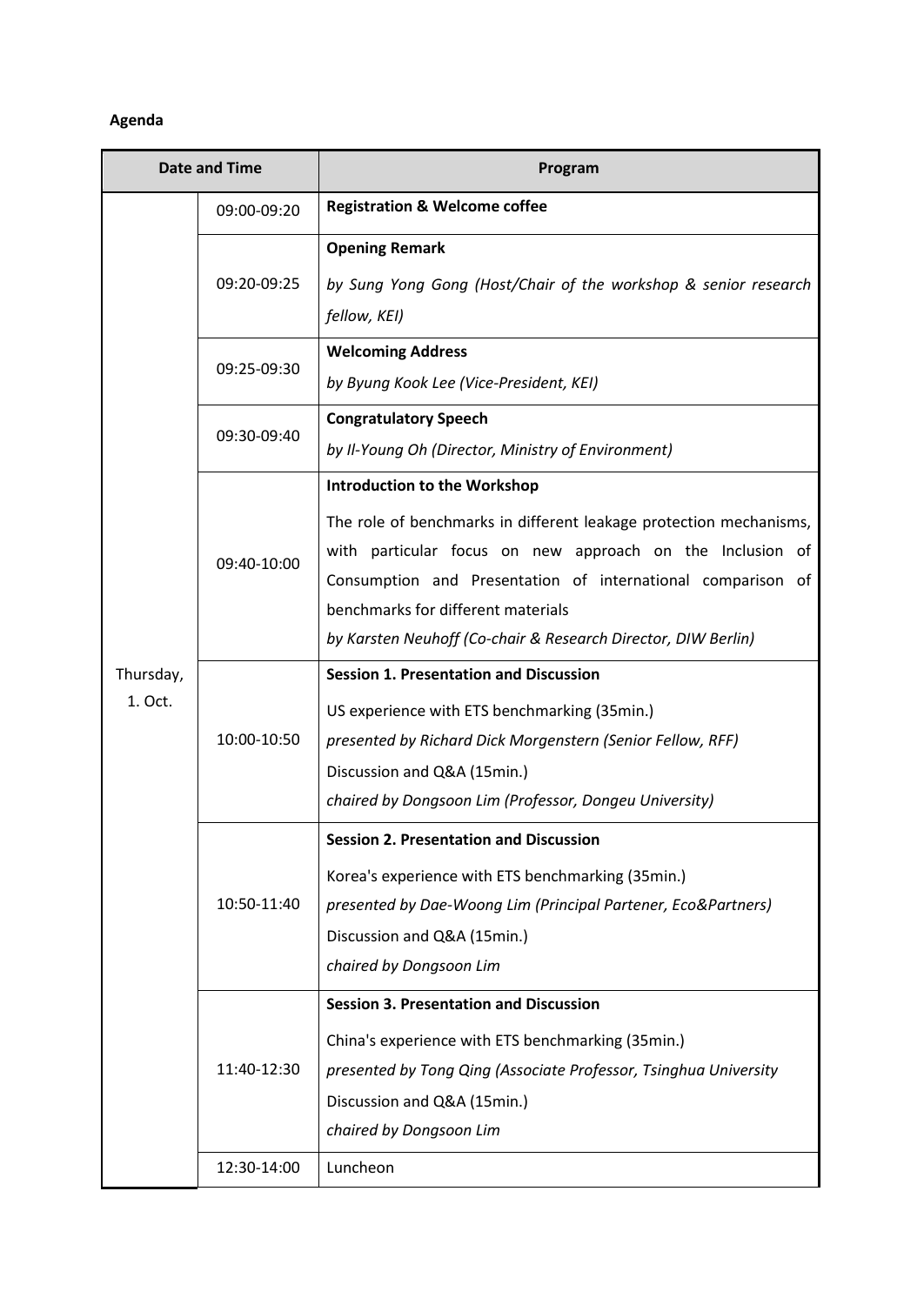**Agenda**

| Date and Time | | Program |
|---|---|---|
| Thursday, 1. Oct. | 09:00-09:20 | **Registration & Welcome coffee** |
| | 09:20-09:25 | **Opening Remark**<br>*by Sung Yong Gong (Host/Chair of the workshop & senior research fellow, KEI)* |
| | 09:25-09:30 | **Welcoming Address**<br>*by Byung Kook Lee (Vice-President, KEI)* |
| | 09:30-09:40 | **Congratulatory Speech**<br>*by Il-Young Oh (Director, Ministry of Environment)* |
| | 09:40-10:00 | **Introduction to the Workshop**<br>The role of benchmarks in different leakage protection mechanisms, with particular focus on new approach on the Inclusion of Consumption and Presentation of international comparison of benchmarks for different materials<br>*by Karsten Neuhoff (Co-chair & Research Director, DIW Berlin)* |
| | 10:00-10:50 | **Session 1. Presentation and Discussion**<br>US experience with ETS benchmarking (35min.)<br>*presented by Richard Dick Morgenstern (Senior Fellow, RFF)*<br>Discussion and Q&A (15min.)<br>*chaired by Dongsoon Lim (Professor, Dongeu University)* |
| | 10:50-11:40 | **Session 2. Presentation and Discussion**<br>Korea's experience with ETS benchmarking (35min.)<br>*presented by Dae-Woong Lim (Principal Partener, Eco&Partners)*<br>Discussion and Q&A (15min.)<br>*chaired by Dongsoon Lim* |
| | 11:40-12:30 | **Session 3. Presentation and Discussion**<br>China's experience with ETS benchmarking (35min.)<br>*presented by Tong Qing (Associate Professor, Tsinghua University*<br>Discussion and Q&A (15min.)<br>*chaired by Dongsoon Lim* |
| | 12:30-14:00 | Luncheon |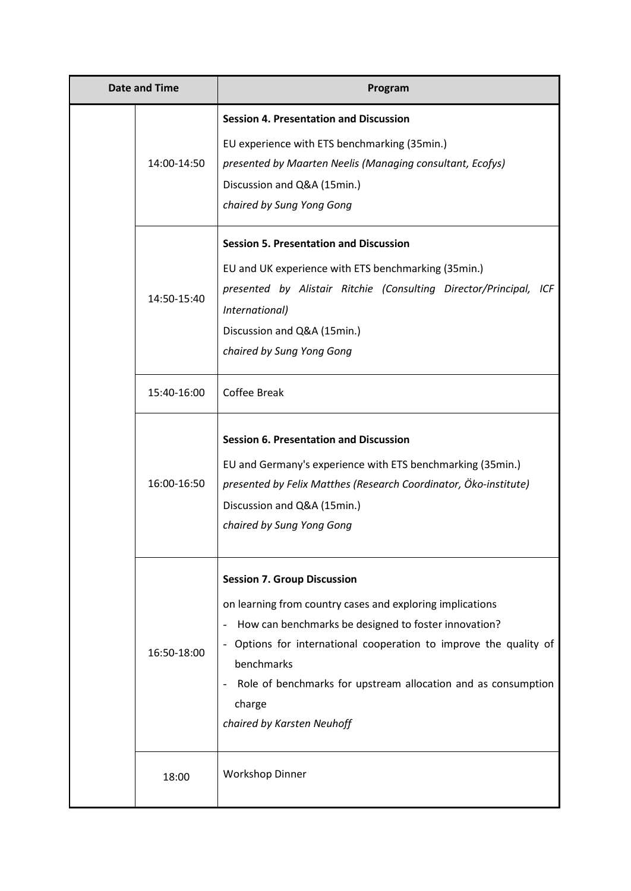| Date and Time | | Program |
|---|---|---|
| | 14:00-14:50 | **Session 4. Presentation and Discussion**<br>EU experience with ETS benchmarking (35min.)<br>*presented by Maarten Neelis (Managing consultant, Ecofys)*<br>Discussion and Q&A (15min.)<br>*chaired by Sung Yong Gong* |
| | 14:50-15:40 | **Session 5. Presentation and Discussion**<br>EU and UK experience with ETS benchmarking (35min.)<br>*presented by Alistair Ritchie (Consulting Director/Principal, ICF International)*<br>Discussion and Q&A (15min.)<br>*chaired by Sung Yong Gong* |
| | 15:40-16:00 | Coffee Break |
| | 16:00-16:50 | **Session 6. Presentation and Discussion**<br>EU and Germany's experience with ETS benchmarking (35min.)<br>*presented by Felix Matthes (Research Coordinator, Öko-institute)*<br>Discussion and Q&A (15min.)<br>*chaired by Sung Yong Gong* |
| | 16:50-18:00 | **Session 7. Group Discussion**<br>on learning from country cases and exploring implications<br>- How can benchmarks be designed to foster innovation?<br>- Options for international cooperation to improve the quality of benchmarks<br>- Role of benchmarks for upstream allocation and as consumption charge<br>*chaired by Karsten Neuhoff* |
| | 18:00 | Workshop Dinner |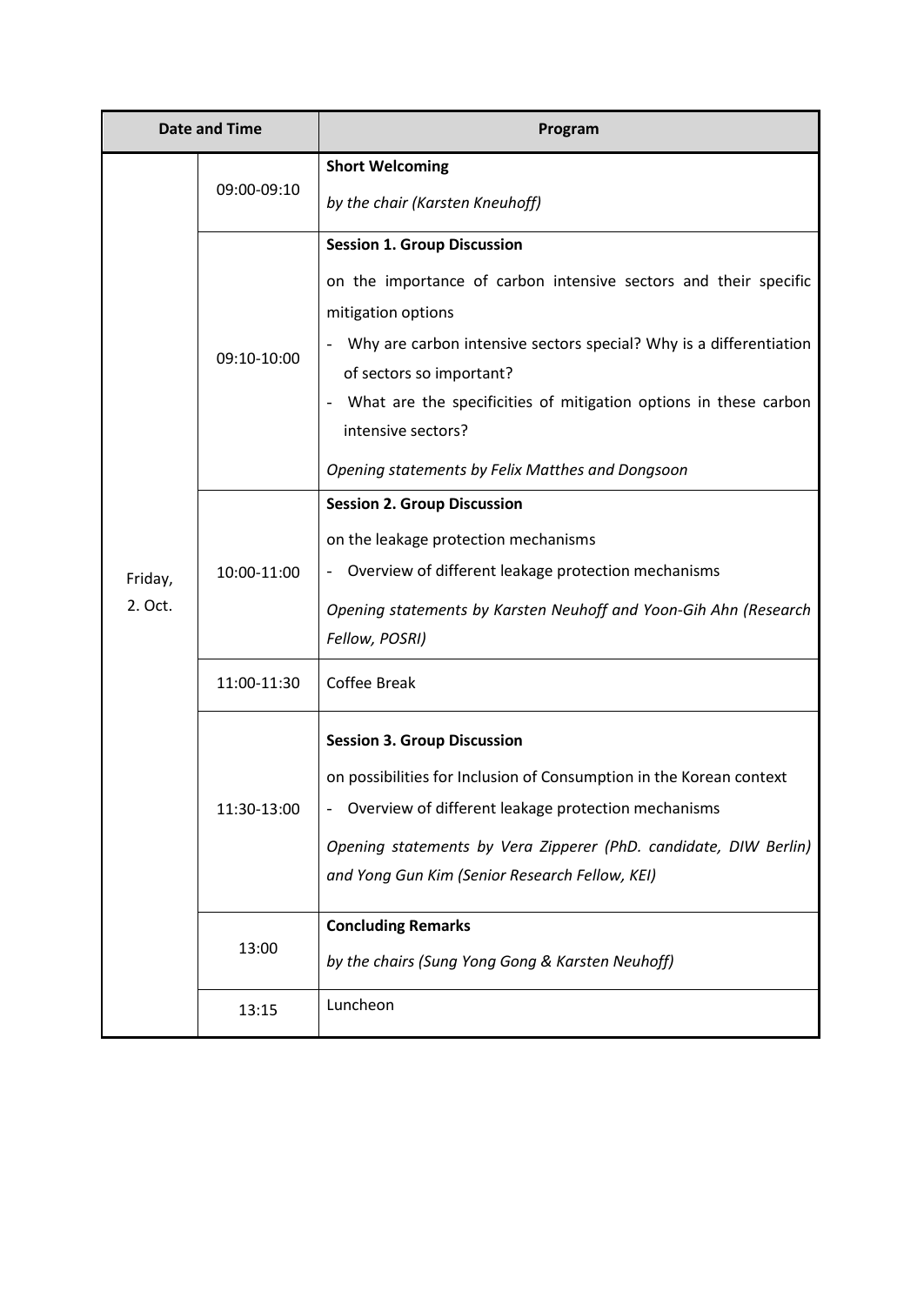| Date and Time | | Program |
|---|---|---|
| Friday, 2. Oct. | 09:00-09:10 | **Short Welcoming**<br>*by the chair (Karsten Kneuhoff)* |
| | 09:10-10:00 | **Session 1. Group Discussion**<br>on the importance of carbon intensive sectors and their specific mitigation options<br>- Why are carbon intensive sectors special? Why is a differentiation of sectors so important?<br>- What are the specificities of mitigation options in these carbon intensive sectors?<br>*Opening statements by Felix Matthes and Dongsoon* |
| | 10:00-11:00 | **Session 2. Group Discussion**<br>on the leakage protection mechanisms<br>- Overview of different leakage protection mechanisms<br>*Opening statements by Karsten Neuhoff and Yoon-Gih Ahn (Research Fellow, POSRI)* |
| | 11:00-11:30 | Coffee Break |
| | 11:30-13:00 | **Session 3. Group Discussion**<br>on possibilities for Inclusion of Consumption in the Korean context<br>- Overview of different leakage protection mechanisms<br>*Opening statements by Vera Zipperer (PhD. candidate, DIW Berlin) and Yong Gun Kim (Senior Research Fellow, KEI)* |
| | 13:00 | **Concluding Remarks**<br>*by the chairs (Sung Yong Gong & Karsten Neuhoff)* |
| | 13:15 | Luncheon |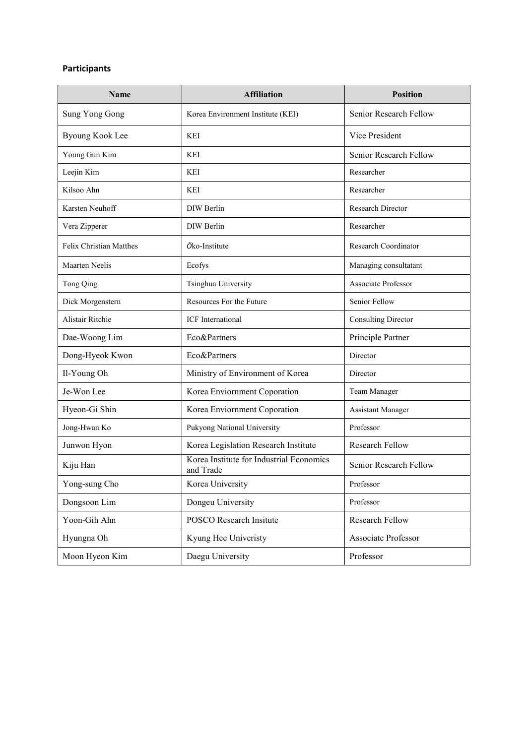**Participants**

| Name | Affiliation | Position |
|---|---|---|
| Sung Yong Gong | Korea Environment Institute (KEI) | Senior Research Fellow |
| Byoung Kook Lee | KEI | Vice President |
| Young Gun Kim | KEI | Senior Research Fellow |
| Leejin Kim | KEI | Researcher |
| Kilsoo Ahn | KEI | Researcher |
| Karsten Neuhoff | DIW Berlin | Research Director |
| Vera Zipperer | DIW Berlin | Researcher |
| Felix Christian Matthes | Öko-Institute | Research Coordinator |
| Maarten Neelis | Ecofys | Managing consultatant |
| Tong Qing | Tsinghua University | Associate Professor |
| Dick Morgenstern | Resources For the Future | Senior Fellow |
| Alistair Ritchie | ICF International | Consulting Director |
| Dae-Woong Lim | Eco&Partners | Principle Partner |
| Dong-Hyeok Kwon | Eco&Partners | Director |
| Il-Young Oh | Ministry of Environment of Korea | Director |
| Je-Won Lee | Korea Enviornment Coporation | Team Manager |
| Hyeon-Gi Shin | Korea Enviornment Coporation | Assistant Manager |
| Jong-Hwan Ko | Pukyong National University | Professor |
| Junwon Hyon | Korea Legislation Research Institute | Research Fellow |
| Kiju Han | Korea Institute for Industrial Economics and Trade | Senior Research Fellow |
| Yong-sung Cho | Korea University | Professor |
| Dongsoon Lim | Dongeu University | Professor |
| Yoon-Gih Ahn | POSCO Research Insitute | Research Fellow |
| Hyungna Oh | Kyung Hee Univeristy | Associate Professor |
| Moon Hyeon Kim | Daegu University | Professor |